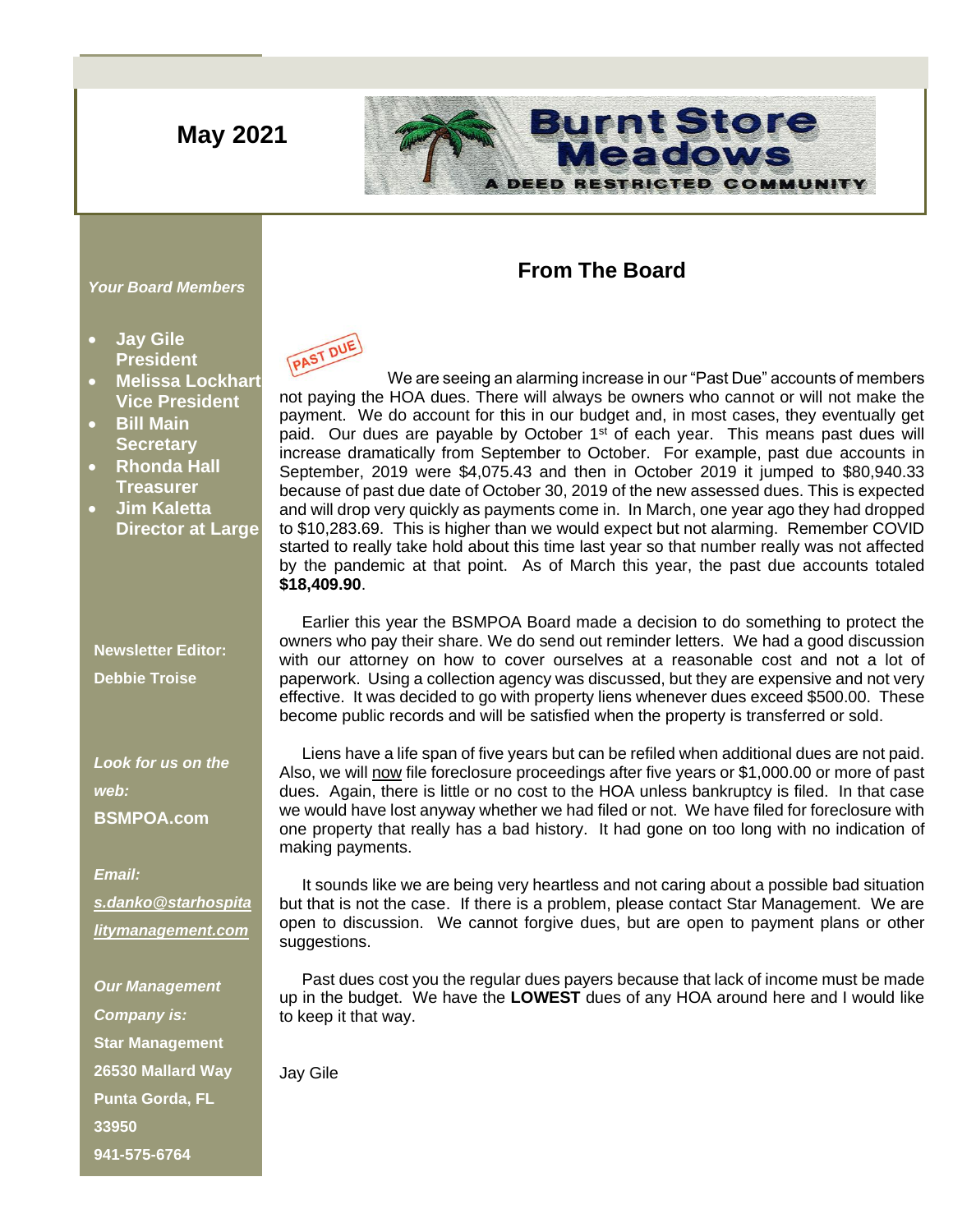May 2021

# Burnt Store Meadows

A DEED RESTRICTED COMMUNITY

*Your Board Members*

- **Jay Gile President**
- **Melissa Lockhart Vice President**
- **Bill Main Secretary**
- **Rhonda Hall Treasurer**
- **Jim Kaletta Director at Large**

**Newsletter Editor:**

**Debbie Troise**

***Look for us on the web:***

**BSMPOA.com**

***Email:***

***s.danko@starhospitalitymanagement.com***

***Our Management Company is:***

**Star Management**
**26530 Mallard Way**
**Punta Gorda, FL 33950**
**941-575-6764**

## From The Board

PAST DUE

We are seeing an alarming increase in our "Past Due" accounts of members not paying the HOA dues. There will always be owners who cannot or will not make the payment. We do account for this in our budget and, in most cases, they eventually get paid. Our dues are payable by October 1st of each year. This means past dues will increase dramatically from September to October. For example, past due accounts in September, 2019 were $4,075.43 and then in October 2019 it jumped to $80,940.33 because of past due date of October 30, 2019 of the new assessed dues. This is expected and will drop very quickly as payments come in. In March, one year ago they had dropped to $10,283.69. This is higher than we would expect but not alarming. Remember COVID started to really take hold about this time last year so that number really was not affected by the pandemic at that point. As of March this year, the past due accounts totaled **$18,409.90**.

Earlier this year the BSMPOA Board made a decision to do something to protect the owners who pay their share. We do send out reminder letters. We had a good discussion with our attorney on how to cover ourselves at a reasonable cost and not a lot of paperwork. Using a collection agency was discussed, but they are expensive and not very effective. It was decided to go with property liens whenever dues exceed $500.00. These become public records and will be satisfied when the property is transferred or sold.

Liens have a life span of five years but can be refiled when additional dues are not paid. Also, we will now file foreclosure proceedings after five years or $1,000.00 or more of past dues. Again, there is little or no cost to the HOA unless bankruptcy is filed. In that case we would have lost anyway whether we had filed or not. We have filed for foreclosure with one property that really has a bad history. It had gone on too long with no indication of making payments.

It sounds like we are being very heartless and not caring about a possible bad situation but that is not the case. If there is a problem, please contact Star Management. We are open to discussion. We cannot forgive dues, but are open to payment plans or other suggestions.

Past dues cost you the regular dues payers because that lack of income must be made up in the budget. We have the **LOWEST** dues of any HOA around here and I would like to keep it that way.

Jay Gile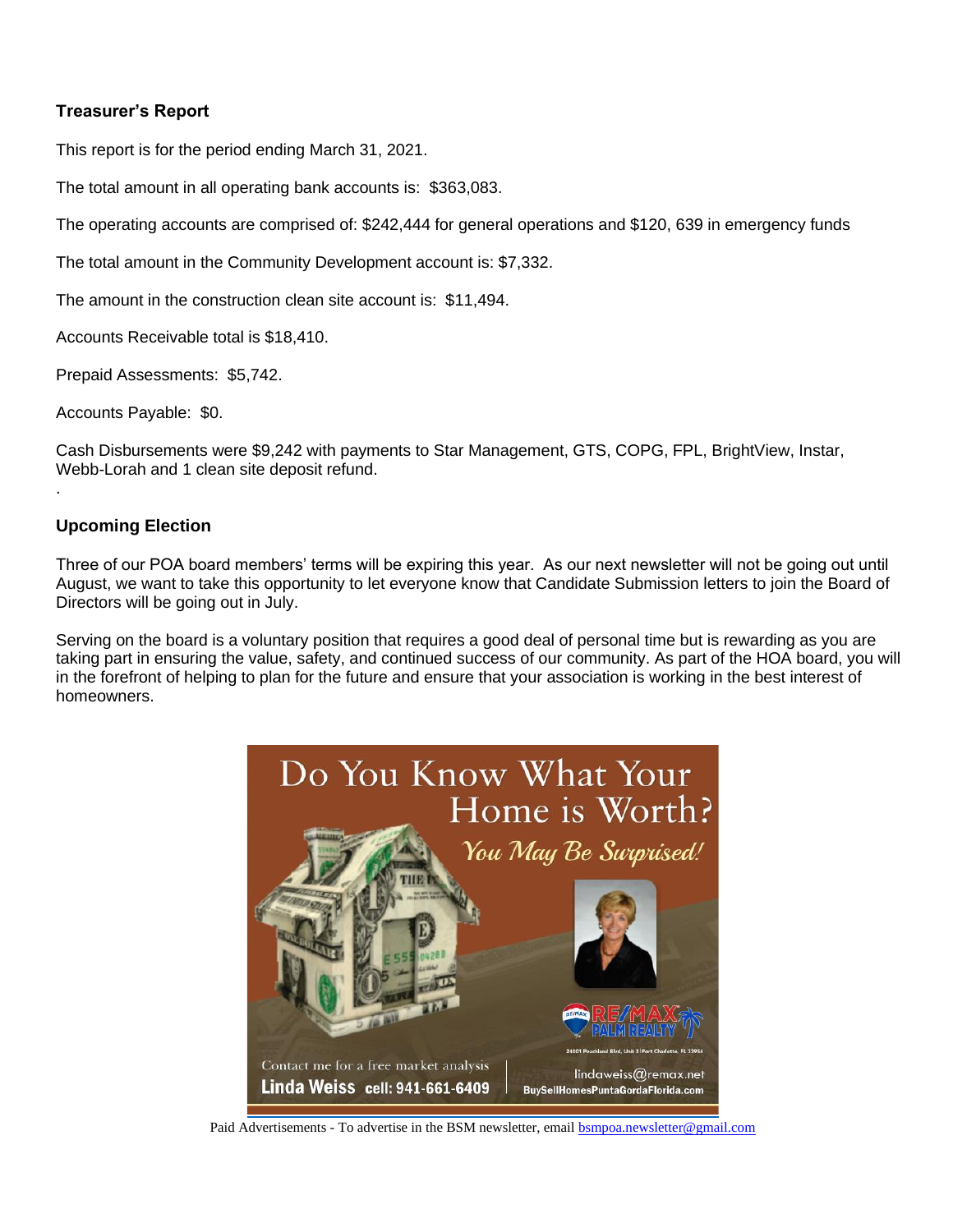## Treasurer's Report

This report is for the period ending March 31, 2021.

The total amount in all operating bank accounts is: $363,083.

The operating accounts are comprised of: $242,444 for general operations and $120, 639 in emergency funds

The total amount in the Community Development account is: $7,332.

The amount in the construction clean site account is: $11,494.

Accounts Receivable total is $18,410.

Prepaid Assessments: $5,742.

Accounts Payable: $0.

Cash Disbursements were $9,242 with payments to Star Management, GTS, COPG, FPL, BrightView, Instar, Webb-Lorah and 1 clean site deposit refund.

.

## Upcoming Election

Three of our POA board members' terms will be expiring this year. As our next newsletter will not be going out until August, we want to take this opportunity to let everyone know that Candidate Submission letters to join the Board of Directors will be going out in July.

Serving on the board is a voluntary position that requires a good deal of personal time but is rewarding as you are taking part in ensuring the value, safety, and continued success of our community. As part of the HOA board, you will in the forefront of helping to plan for the future and ensure that your association is working in the best interest of homeowners.

Do You Know What Your Home is Worth?

*You May Be Surprised!*

RE/MAX PALM REALTY

24801 Peachland Blvd, Unit 3 | Port Charlotte, FL 33954

Contact me for a free market analysis

**Linda Weiss** cell: 941-661-6409

lindaweiss@remax.net

BuySellHomesPuntaGordaFlorida.com

Paid Advertisements - To advertise in the BSM newsletter, email bsmpoa.newsletter@gmail.com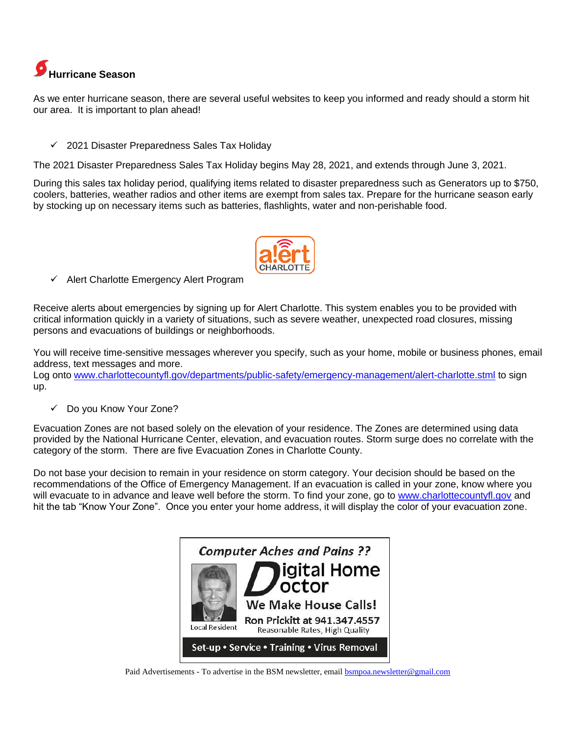## Hurricane Season

As we enter hurricane season, there are several useful websites to keep you informed and ready should a storm hit our area. It is important to plan ahead!

- ✓ 2021 Disaster Preparedness Sales Tax Holiday

The 2021 Disaster Preparedness Sales Tax Holiday begins May 28, 2021, and extends through June 3, 2021.

During this sales tax holiday period, qualifying items related to disaster preparedness such as Generators up to $750, coolers, batteries, weather radios and other items are exempt from sales tax. Prepare for the hurricane season early by stocking up on necessary items such as batteries, flashlights, water and non-perishable food.

- ✓ Alert Charlotte Emergency Alert Program

Receive alerts about emergencies by signing up for Alert Charlotte. This system enables you to be provided with critical information quickly in a variety of situations, such as severe weather, unexpected road closures, missing persons and evacuations of buildings or neighborhoods.

You will receive time-sensitive messages wherever you specify, such as your home, mobile or business phones, email address, text messages and more.
Log onto www.charlottecountyfl.gov/departments/public-safety/emergency-management/alert-charlotte.stml to sign up.

- ✓ Do you Know Your Zone?

Evacuation Zones are not based solely on the elevation of your residence. The Zones are determined using data provided by the National Hurricane Center, elevation, and evacuation routes. Storm surge does no correlate with the category of the storm. There are five Evacuation Zones in Charlotte County.

Do not base your decision to remain in your residence on storm category. Your decision should be based on the recommendations of the Office of Emergency Management. If an evacuation is called in your zone, know where you will evacuate to in advance and leave well before the storm. To find your zone, go to www.charlottecountyfl.gov and hit the tab "Know Your Zone". Once you enter your home address, it will display the color of your evacuation zone.

Computer Aches and Pains ??

Digital Home Doctor

We Make House Calls!

Ron Prickitt at 941.347.4557

Reasonable Rates, High Quality

Local Resident

Set-up • Service • Training • Virus Removal

Paid Advertisements - To advertise in the BSM newsletter, email bsmpoa.newsletter@gmail.com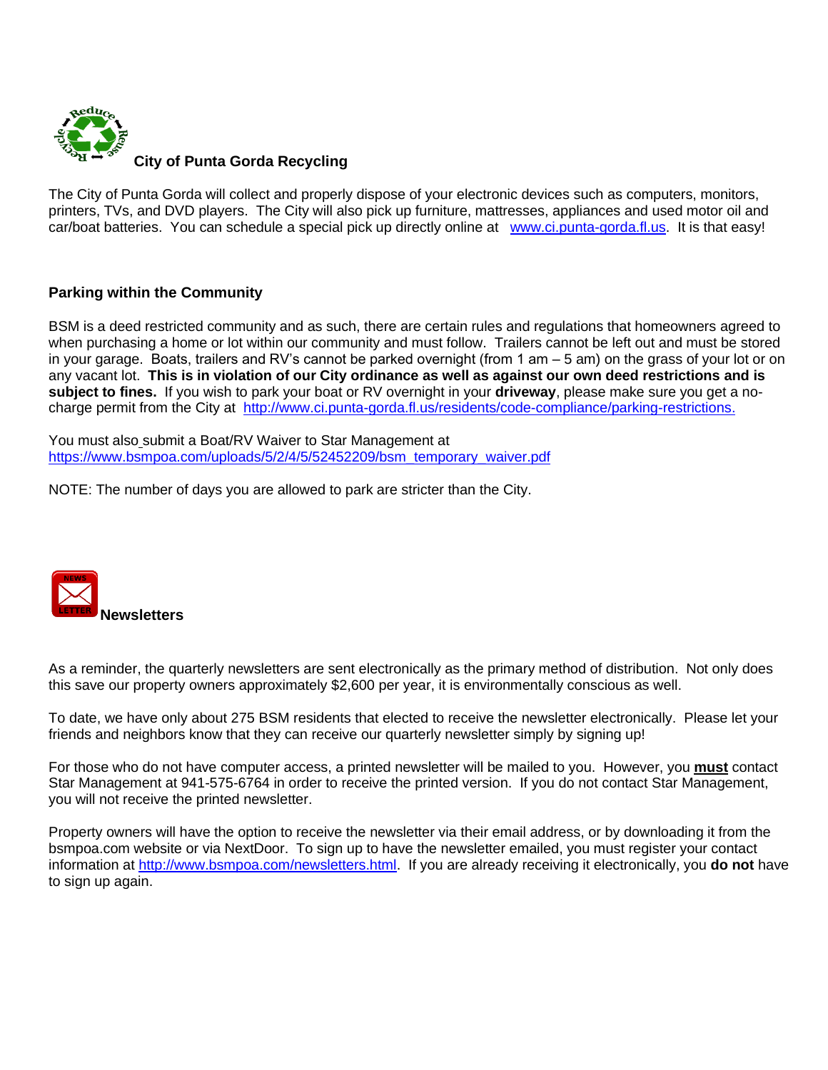## City of Punta Gorda Recycling

The City of Punta Gorda will collect and properly dispose of your electronic devices such as computers, monitors, printers, TVs, and DVD players. The City will also pick up furniture, mattresses, appliances and used motor oil and car/boat batteries. You can schedule a special pick up directly online at [www.ci.punta-gorda.fl.us](http://www.ci.punta-gorda.fl.us). It is that easy!

## Parking within the Community

BSM is a deed restricted community and as such, there are certain rules and regulations that homeowners agreed to when purchasing a home or lot within our community and must follow. Trailers cannot be left out and must be stored in your garage. Boats, trailers and RV's cannot be parked overnight (from 1 am – 5 am) on the grass of your lot or on any vacant lot. **This is in violation of our City ordinance as well as against our own deed restrictions and is subject to fines.** If you wish to park your boat or RV overnight in your **driveway**, please make sure you get a no-charge permit from the City at http://www.ci.punta-gorda.fl.us/residents/code-compliance/parking-restrictions.

You must also submit a Boat/RV Waiver to Star Management at https://www.bsmpoa.com/uploads/5/2/4/5/52452209/bsm_temporary_waiver.pdf

NOTE: The number of days you are allowed to park are stricter than the City.

## Newsletters

As a reminder, the quarterly newsletters are sent electronically as the primary method of distribution. Not only does this save our property owners approximately $2,600 per year, it is environmentally conscious as well.

To date, we have only about 275 BSM residents that elected to receive the newsletter electronically. Please let your friends and neighbors know that they can receive our quarterly newsletter simply by signing up!

For those who do not have computer access, a printed newsletter will be mailed to you. However, you **must** contact Star Management at 941-575-6764 in order to receive the printed version. If you do not contact Star Management, you will not receive the printed newsletter.

Property owners will have the option to receive the newsletter via their email address, or by downloading it from the bsmpoa.com website or via NextDoor. To sign up to have the newsletter emailed, you must register your contact information at http://www.bsmpoa.com/newsletters.html. If you are already receiving it electronically, you **do not** have to sign up again.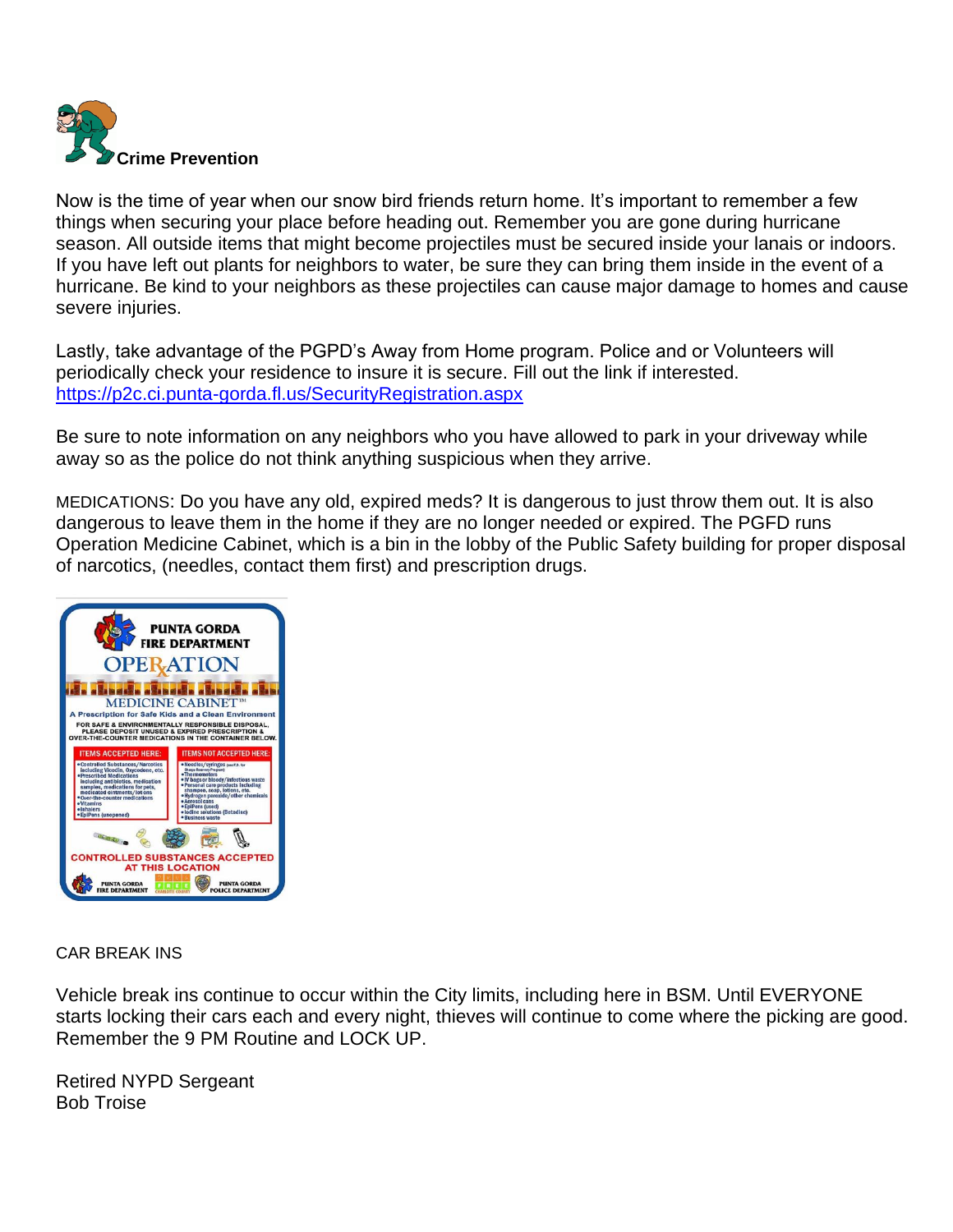## Crime Prevention

Now is the time of year when our snow bird friends return home. It's important to remember a few things when securing your place before heading out. Remember you are gone during hurricane season. All outside items that might become projectiles must be secured inside your lanais or indoors. If you have left out plants for neighbors to water, be sure they can bring them inside in the event of a hurricane. Be kind to your neighbors as these projectiles can cause major damage to homes and cause severe injuries.

Lastly, take advantage of the PGPD's Away from Home program. Police and or Volunteers will periodically check your residence to insure it is secure. Fill out the link if interested. https://p2c.ci.punta-gorda.fl.us/SecurityRegistration.aspx

Be sure to note information on any neighbors who you have allowed to park in your driveway while away so as the police do not think anything suspicious when they arrive.

MEDICATIONS: Do you have any old, expired meds? It is dangerous to just throw them out. It is also dangerous to leave them in the home if they are no longer needed or expired. The PGFD runs Operation Medicine Cabinet, which is a bin in the lobby of the Public Safety building for proper disposal of narcotics, (needles, contact them first) and prescription drugs.

CAR BREAK INS

Vehicle break ins continue to occur within the City limits, including here in BSM. Until EVERYONE starts locking their cars each and every night, thieves will continue to come where the picking are good. Remember the 9 PM Routine and LOCK UP.

Retired NYPD Sergeant
Bob Troise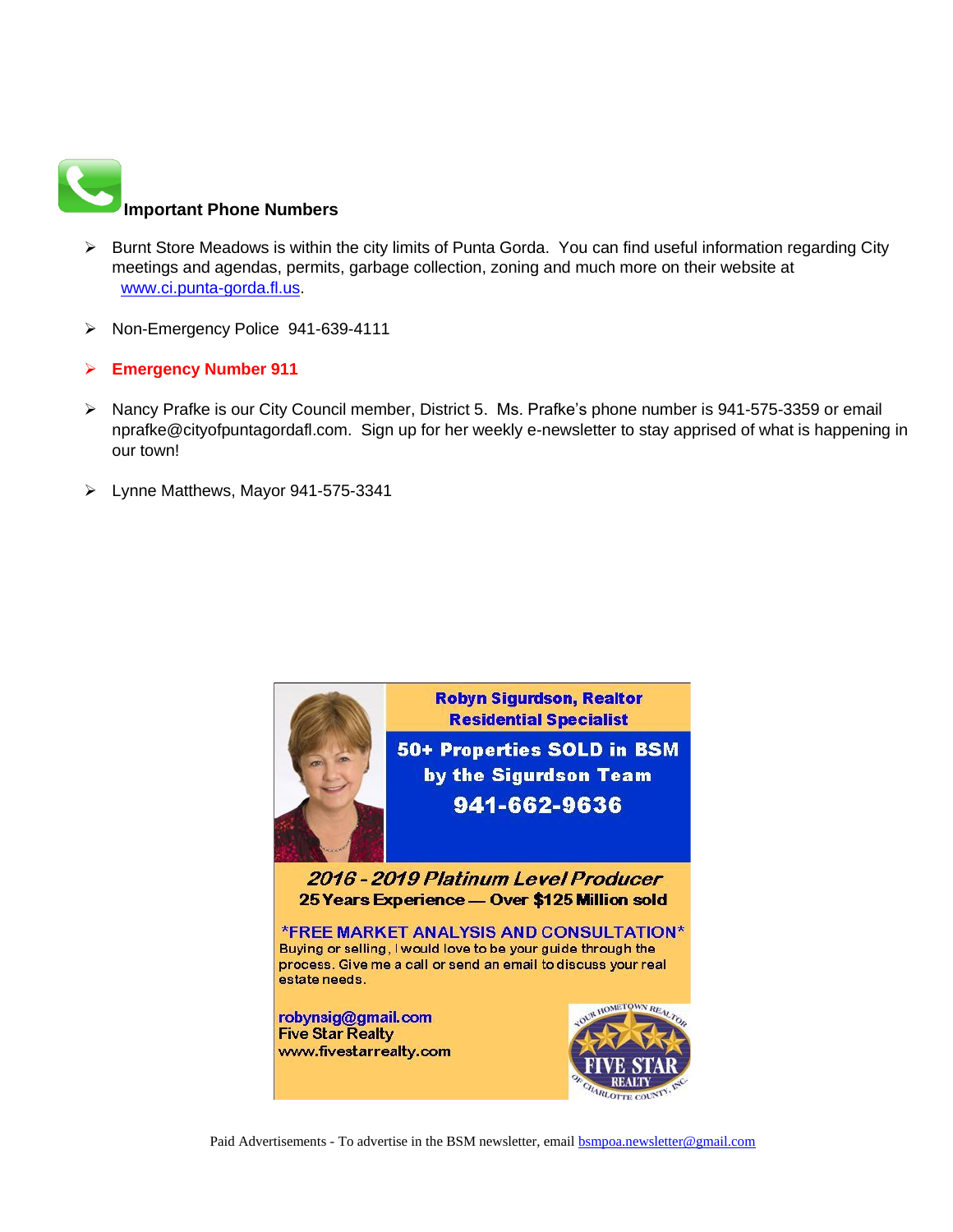## Important Phone Numbers

- Burnt Store Meadows is within the city limits of Punta Gorda. You can find useful information regarding City meetings and agendas, permits, garbage collection, zoning and much more on their website at [www.ci.punta-gorda.fl.us](http://www.ci.punta-gorda.fl.us).
- Non-Emergency Police 941-639-4111
- **Emergency Number 911**
- Nancy Prafke is our City Council member, District 5. Ms. Prafke's phone number is 941-575-3359 or email nprafke@cityofpuntagordafl.com. Sign up for her weekly e-newsletter to stay apprised of what is happening in our town!
- Lynne Matthews, Mayor 941-575-3341

**Robyn Sigurdson, Realtor**
**Residential Specialist**

**50+ Properties SOLD in BSM by the Sigurdson Team**

**941-662-9636**

***2016 - 2019 Platinum Level Producer***
**25 Years Experience — Over $125 Million sold**

*FREE MARKET ANALYSIS AND CONSULTATION*
Buying or selling, I would love to be your guide through the process. Give me a call or send an email to discuss your real estate needs.

**robynsig@gmail.com**
**Five Star Realty**
**www.fivestarrealty.com**

YOUR HOMETOWN REALTOR FIVE STAR REALTY OF CHARLOTTE COUNTY, INC.

Paid Advertisements - To advertise in the BSM newsletter, email [bsmpoa.newsletter@gmail.com](mailto:bsmpoa.newsletter@gmail.com)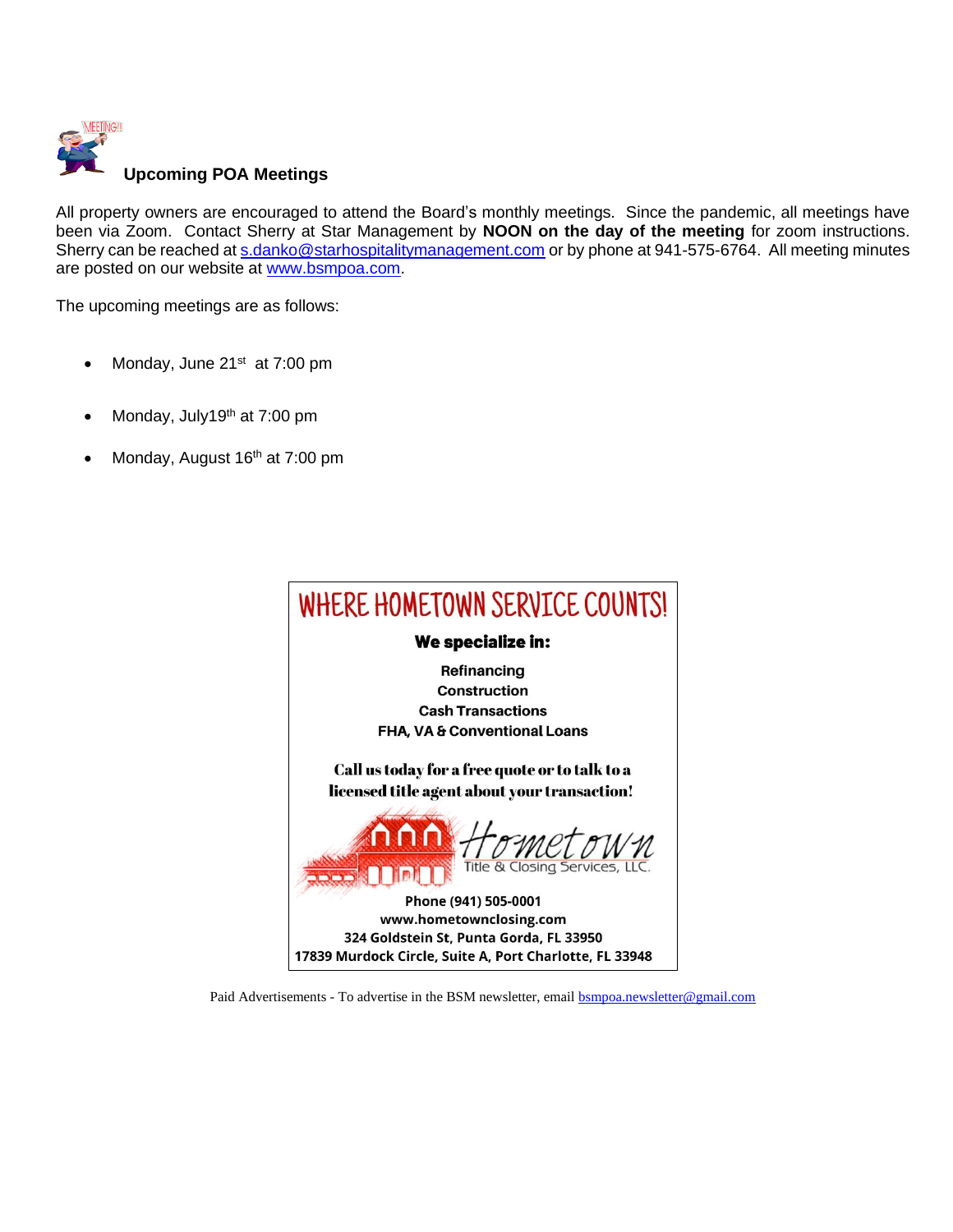## Upcoming POA Meetings

All property owners are encouraged to attend the Board's monthly meetings. Since the pandemic, all meetings have been via Zoom. Contact Sherry at Star Management by **NOON on the day of the meeting** for zoom instructions. Sherry can be reached at s.danko@starhospitalitymanagement.com or by phone at 941-575-6764. All meeting minutes are posted on our website at www.bsmpoa.com.

The upcoming meetings are as follows:

- Monday, June 21st at 7:00 pm
- Monday, July19th at 7:00 pm
- Monday, August 16th at 7:00 pm

WHERE HOMETOWN SERVICE COUNTS!

**We specialize in:**

**Refinancing**
**Construction**
**Cash Transactions**
**FHA, VA & Conventional Loans**

**Call us today for a free quote or to talk to a licensed title agent about your transaction!**

Hometown
Title & Closing Services, LLC.

**Phone (941) 505-0001**
**www.hometownclosing.com**
**324 Goldstein St, Punta Gorda, FL 33950**
**17839 Murdock Circle, Suite A, Port Charlotte, FL 33948**

Paid Advertisements - To advertise in the BSM newsletter, email bsmpoa.newsletter@gmail.com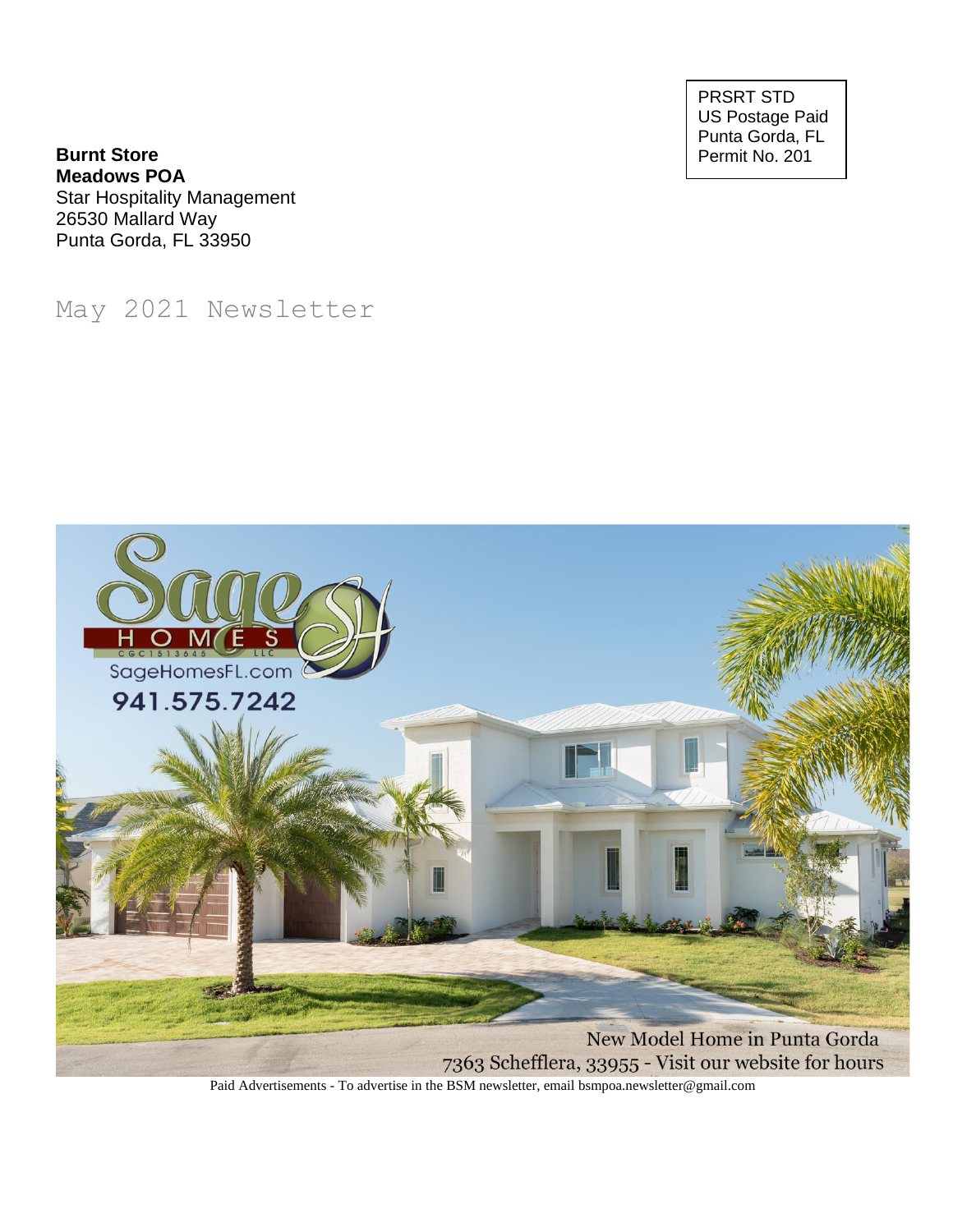PRSRT STD
US Postage Paid
Punta Gorda, FL
Permit No. 201

**Burnt Store Meadows POA**
Star Hospitality Management
26530 Mallard Way
Punta Gorda, FL 33950

May 2021 Newsletter

Sage Homes LLC
CGC1513645
SageHomesFL.com
941.575.7242

New Model Home in Punta Gorda
7363 Schefflera, 33955 - Visit our website for hours

Paid Advertisements - To advertise in the BSM newsletter, email bsmpoa.newsletter@gmail.com